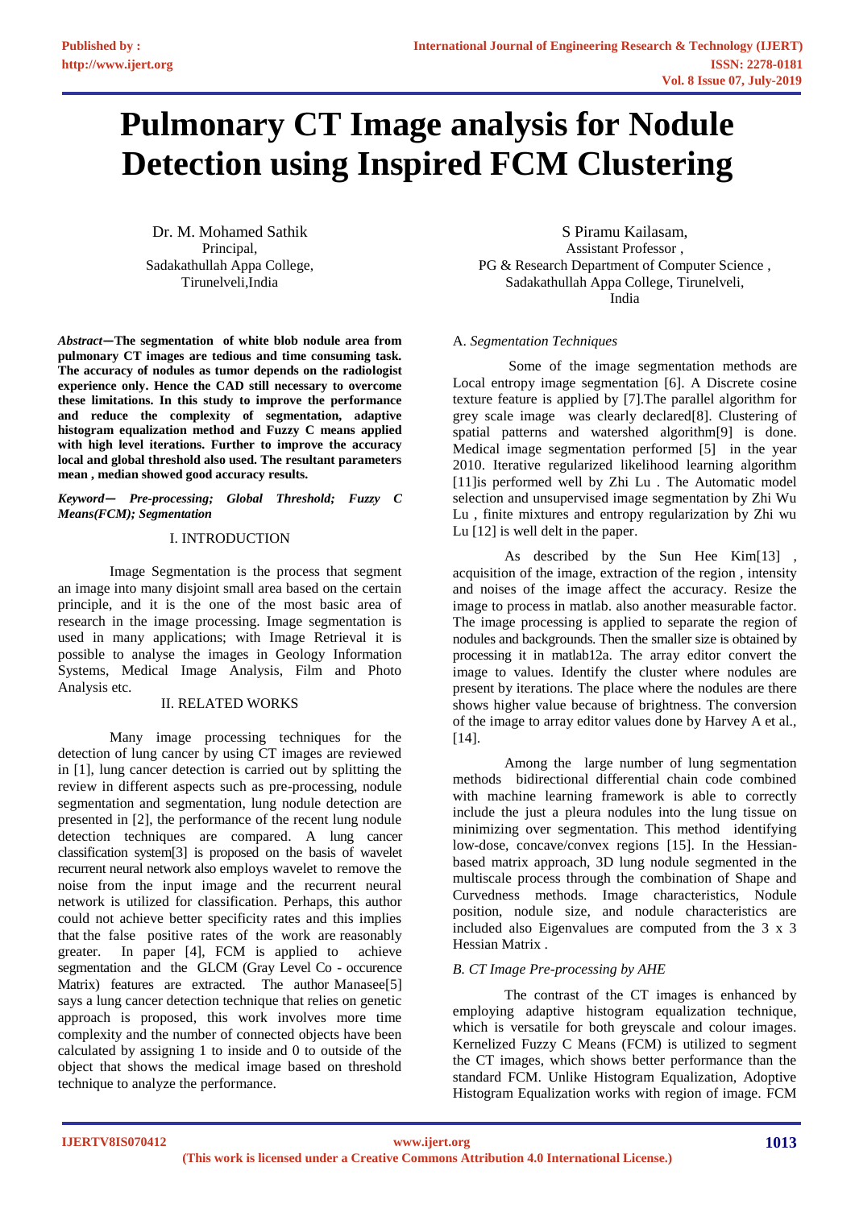# Pulmonary CT Image analysis for Nodule Detection using Inspired FCM Clustering

Dr. M. Mohamed Sathik
Principal,
Sadakathullah Appa College,
Tirunelveli,India

S Piramu Kailasam,
Assistant Professor ,
PG & Research Department of Computer Science ,
Sadakathullah Appa College, Tirunelveli,
India

***Abstract*—The segmentation of white blob nodule area from pulmonary CT images are tedious and time consuming task. The accuracy of nodules as tumor depends on the radiologist experience only. Hence the CAD still necessary to overcome these limitations. In this study to improve the performance and reduce the complexity of segmentation, adaptive histogram equalization method and Fuzzy C means applied with high level iterations. Further to improve the accuracy local and global threshold also used. The resultant parameters mean , median showed good accuracy results.**

***Keyword— Pre-processing; Global Threshold; Fuzzy C Means(FCM); Segmentation***

## I. INTRODUCTION

Image Segmentation is the process that segment an image into many disjoint small area based on the certain principle, and it is the one of the most basic area of research in the image processing. Image segmentation is used in many applications; with Image Retrieval it is possible to analyse the images in Geology Information Systems, Medical Image Analysis, Film and Photo Analysis etc.

## II. RELATED WORKS

Many image processing techniques for the detection of lung cancer by using CT images are reviewed in [1], lung cancer detection is carried out by splitting the review in different aspects such as pre-processing, nodule segmentation and segmentation, lung nodule detection are presented in [2], the performance of the recent lung nodule detection techniques are compared. A lung cancer classification system[3] is proposed on the basis of wavelet recurrent neural network also employs wavelet to remove the noise from the input image and the recurrent neural network is utilized for classification. Perhaps, this author could not achieve better specificity rates and this implies that the false positive rates of the work are reasonably greater. In paper [4], FCM is applied to achieve segmentation and the GLCM (Gray Level Co - occurence Matrix) features are extracted. The author Manasee[5] says a lung cancer detection technique that relies on genetic approach is proposed, this work involves more time complexity and the number of connected objects have been calculated by assigning 1 to inside and 0 to outside of the object that shows the medical image based on threshold technique to analyze the performance.

### A. *Segmentation Techniques*

Some of the image segmentation methods are Local entropy image segmentation [6]. A Discrete cosine texture feature is applied by [7].The parallel algorithm for grey scale image was clearly declared[8]. Clustering of spatial patterns and watershed algorithm[9] is done. Medical image segmentation performed [5] in the year 2010. Iterative regularized likelihood learning algorithm [11]is performed well by Zhi Lu . The Automatic model selection and unsupervised image segmentation by Zhi Wu Lu , finite mixtures and entropy regularization by Zhi wu Lu [12] is well delt in the paper.

As described by the Sun Hee Kim[13] , acquisition of the image, extraction of the region , intensity and noises of the image affect the accuracy. Resize the image to process in matlab. also another measurable factor. The image processing is applied to separate the region of nodules and backgrounds. Then the smaller size is obtained by processing it in matlab12a. The array editor convert the image to values. Identify the cluster where nodules are present by iterations. The place where the nodules are there shows higher value because of brightness. The conversion of the image to array editor values done by Harvey A et al., [14].

Among the large number of lung segmentation methods bidirectional differential chain code combined with machine learning framework is able to correctly include the just a pleura nodules into the lung tissue on minimizing over segmentation. This method identifying low-dose, concave/convex regions [15]. In the Hessian-based matrix approach, 3D lung nodule segmented in the multiscale process through the combination of Shape and Curvedness methods. Image characteristics, Nodule position, nodule size, and nodule characteristics are included also Eigenvalues are computed from the 3 x 3 Hessian Matrix .

### *B. CT Image Pre-processing by AHE*

The contrast of the CT images is enhanced by employing adaptive histogram equalization technique, which is versatile for both greyscale and colour images. Kernelized Fuzzy C Means (FCM) is utilized to segment the CT images, which shows better performance than the standard FCM. Unlike Histogram Equalization, Adaptive Histogram Equalization works with region of image. FCM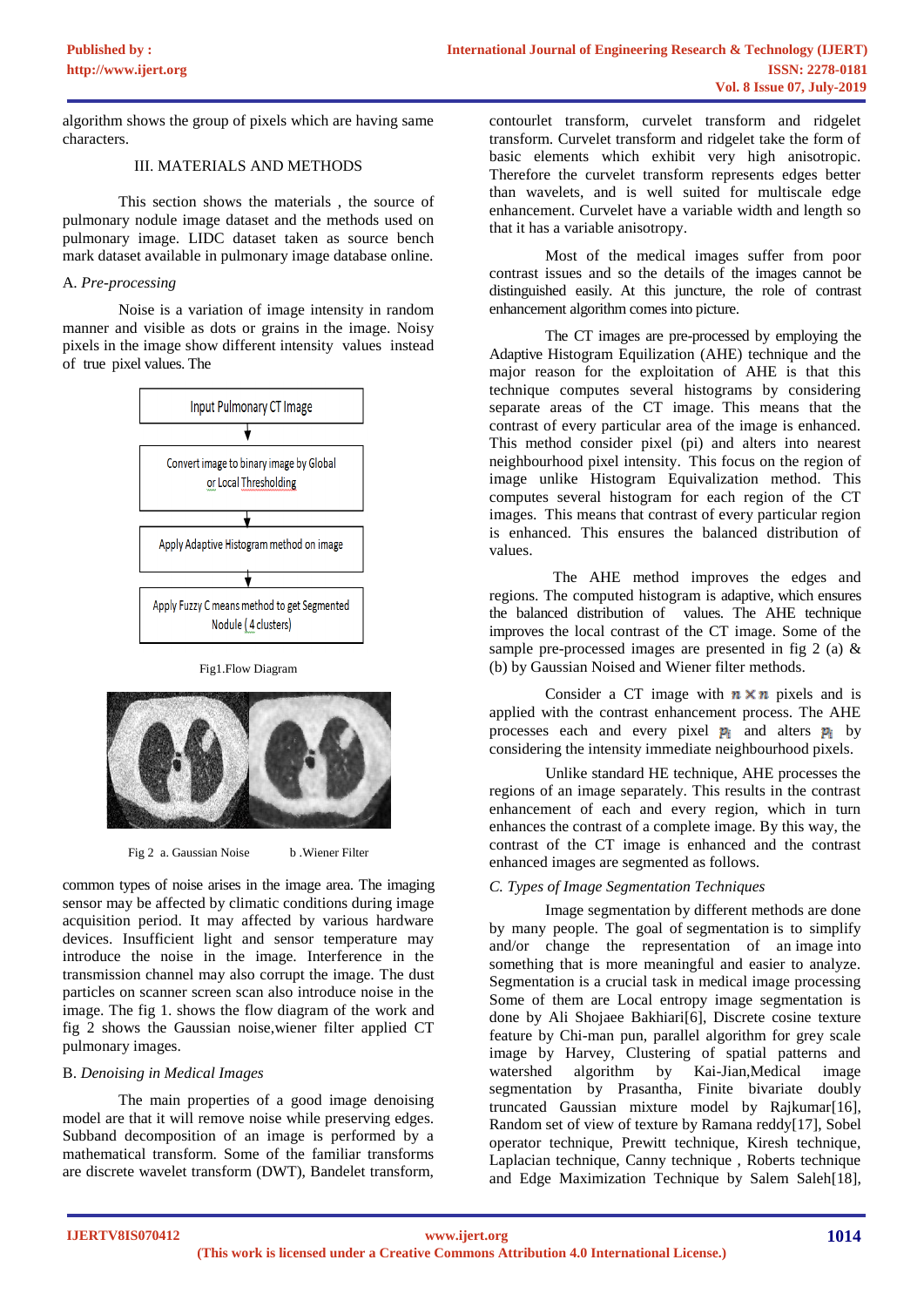algorithm shows the group of pixels which are having same characters.

## III. MATERIALS AND METHODS

This section shows the materials , the source of pulmonary nodule image dataset and the methods used on pulmonary image. LIDC dataset taken as source bench mark dataset available in pulmonary image database online.

### A. *Pre-processing*

Noise is a variation of image intensity in random manner and visible as dots or grains in the image. Noisy pixels in the image show different intensity values instead of true pixel values. The

Input Pulmonary CT Image

Convert image to binary image by Global or Local Thresholding

Apply Adaptive Histogram method on image

Apply Fuzzy C means method to get Segmented Nodule ( 4 clusters)

Fig1.Flow Diagram

Fig 2 a. Gaussian Noise b .Wiener Filter

common types of noise arises in the image area. The imaging sensor may be affected by climatic conditions during image acquisition period. It may affected by various hardware devices. Insufficient light and sensor temperature may introduce the noise in the image. Interference in the transmission channel may also corrupt the image. The dust particles on scanner screen scan also introduce noise in the image. The fig 1. shows the flow diagram of the work and fig 2 shows the Gaussian noise,wiener filter applied CT pulmonary images.

### B. *Denoising in Medical Images*

The main properties of a good image denoising model are that it will remove noise while preserving edges. Subband decomposition of an image is performed by a mathematical transform. Some of the familiar transforms are discrete wavelet transform (DWT), Bandelet transform, contourlet transform, curvelet transform and ridgelet transform. Curvelet transform and ridgelet take the form of basic elements which exhibit very high anisotropic. Therefore the curvelet transform represents edges better than wavelets, and is well suited for multiscale edge enhancement. Curvelet have a variable width and length so that it has a variable anisotropy.

Most of the medical images suffer from poor contrast issues and so the details of the images cannot be distinguished easily. At this juncture, the role of contrast enhancement algorithm comes into picture.

The CT images are pre-processed by employing the Adaptive Histogram Equilization (AHE) technique and the major reason for the exploitation of AHE is that this technique computes several histograms by considering separate areas of the CT image. This means that the contrast of every particular area of the image is enhanced. This method consider pixel (pi) and alters into nearest neighbourhood pixel intensity. This focus on the region of image unlike Histogram Equivalization method. This computes several histogram for each region of the CT images. This means that contrast of every particular region is enhanced. This ensures the balanced distribution of values.

The AHE method improves the edges and regions. The computed histogram is adaptive, which ensures the balanced distribution of values. The AHE technique improves the local contrast of the CT image. Some of the sample pre-processed images are presented in fig 2 (a) & (b) by Gaussian Noised and Wiener filter methods.

Consider a CT image with $n \times n$ pixels and is applied with the contrast enhancement process. The AHE processes each and every pixel $p_i$ and alters $p_i$ by considering the intensity immediate neighbourhood pixels.

Unlike standard HE technique, AHE processes the regions of an image separately. This results in the contrast enhancement of each and every region, which in turn enhances the contrast of a complete image. By this way, the contrast of the CT image is enhanced and the contrast enhanced images are segmented as follows.

### C. *Types of Image Segmentation Techniques*

Image segmentation by different methods are done by many people. The goal of segmentation is to simplify and/or change the representation of an image into something that is more meaningful and easier to analyze. Segmentation is a crucial task in medical image processing Some of them are Local entropy image segmentation is done by Ali Shojaee Bakhiari[6], Discrete cosine texture feature by Chi-man pun, parallel algorithm for grey scale image by Harvey, Clustering of spatial patterns and watershed algorithm by Kai-Jian,Medical image segmentation by Prasantha, Finite bivariate doubly truncated Gaussian mixture model by Rajkumar[16], Random set of view of texture by Ramana reddy[17], Sobel operator technique, Prewitt technique, Kiresh technique, Laplacian technique, Canny technique , Roberts technique and Edge Maximization Technique by Salem Saleh[18],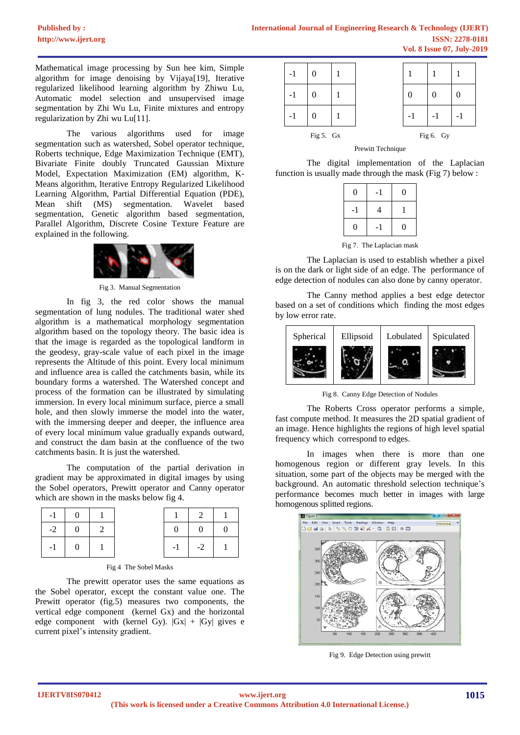Mathematical image processing by Sun hee kim, Simple algorithm for image denoising by Vijaya[19], Iterative regularized likelihood learning algorithm by Zhiwu Lu, Automatic model selection and unsupervised image segmentation by Zhi Wu Lu, Finite mixtures and entropy regularization by Zhi wu Lu[11].

The various algorithms used for image segmentation such as watershed, Sobel operator technique, Roberts technique, Edge Maximization Technique (EMT), Bivariate Finite doubly Truncated Gaussian Mixture Model, Expectation Maximization (EM) algorithm, K-Means algorithm, Iterative Entropy Regularized Likelihood Learning Algorithm, Partial Differential Equation (PDE), Mean shift (MS) segmentation. Wavelet based segmentation, Genetic algorithm based segmentation, Parallel Algorithm, Discrete Cosine Texture Feature are explained in the following.

Fig 3. Manual Segmentation

In fig 3, the red color shows the manual segmentation of lung nodules. The traditional water shed algorithm is a mathematical morphology segmentation algorithm based on the topology theory. The basic idea is that the image is regarded as the topological landform in the geodesy, gray-scale value of each pixel in the image represents the Altitude of this point. Every local minimum and influence area is called the catchments basin, while its boundary forms a watershed. The Watershed concept and process of the formation can be illustrated by simulating immersion. In every local minimum surface, pierce a small hole, and then slowly immerse the model into the water, with the immersing deeper and deeper, the influence area of every local minimum value gradually expands outward, and construct the dam basin at the confluence of the two catchments basin. It is just the watershed.

The computation of the partial derivation in gradient may be approximated in digital images by using the Sobel operators, Prewitt operator and Canny operator which are shown in the masks below fig 4.

| -1 | 0 | 1 |
|---|---|---|
| -2 | 0 | 2 |
| -1 | 0 | 1 |

| 1 | 2 | 1 |
|---|---|---|
| 0 | 0 | 0 |
| -1 | -2 | 1 |

Fig 4 The Sobel Masks

The prewitt operator uses the same equations as the Sobel operator, except the constant value one. The Prewitt operator (fig.5) measures two components, the vertical edge component (kernel Gx) and the horizontal edge component with (kernel Gy). $|Gx| + |Gy|$ gives e current pixel's intensity gradient.

| -1 | 0 | 1 |
|---|---|---|
| -1 | 0 | 1 |
| -1 | 0 | 1 |

Fig 5. Gx

| 1 | 1 | 1 |
|---|---|---|
| 0 | 0 | 0 |
| -1 | -1 | -1 |

Fig 6. Gy

Prewitt Technique

The digital implementation of the Laplacian function is usually made through the mask (Fig 7) below :

| 0 | -1 | 0 |
|---|---|---|
| -1 | 4 | 1 |
| 0 | -1 | 0 |

Fig 7. The Laplacian mask

The Laplacian is used to establish whether a pixel is on the dark or light side of an edge. The performance of edge detection of nodules can also done by canny operator.

The Canny method applies a best edge detector based on a set of conditions which finding the most edges by low error rate.

| Spherical | Ellipsoid | Lobulated | Spiculated |
|---|---|---|---|

Fig 8. Canny Edge Detection of Nodules

The Roberts Cross operator performs a simple, fast compute method. It measures the 2D spatial gradient of an image. Hence highlights the regions of high level spatial frequency which correspond to edges.

In images when there is more than one homogenous region or different gray levels. In this situation, some part of the objects may be merged with the background. An automatic threshold selection technique's performance becomes much better in images with large homogenous splitted regions.

Fig 9. Edge Detection using prewitt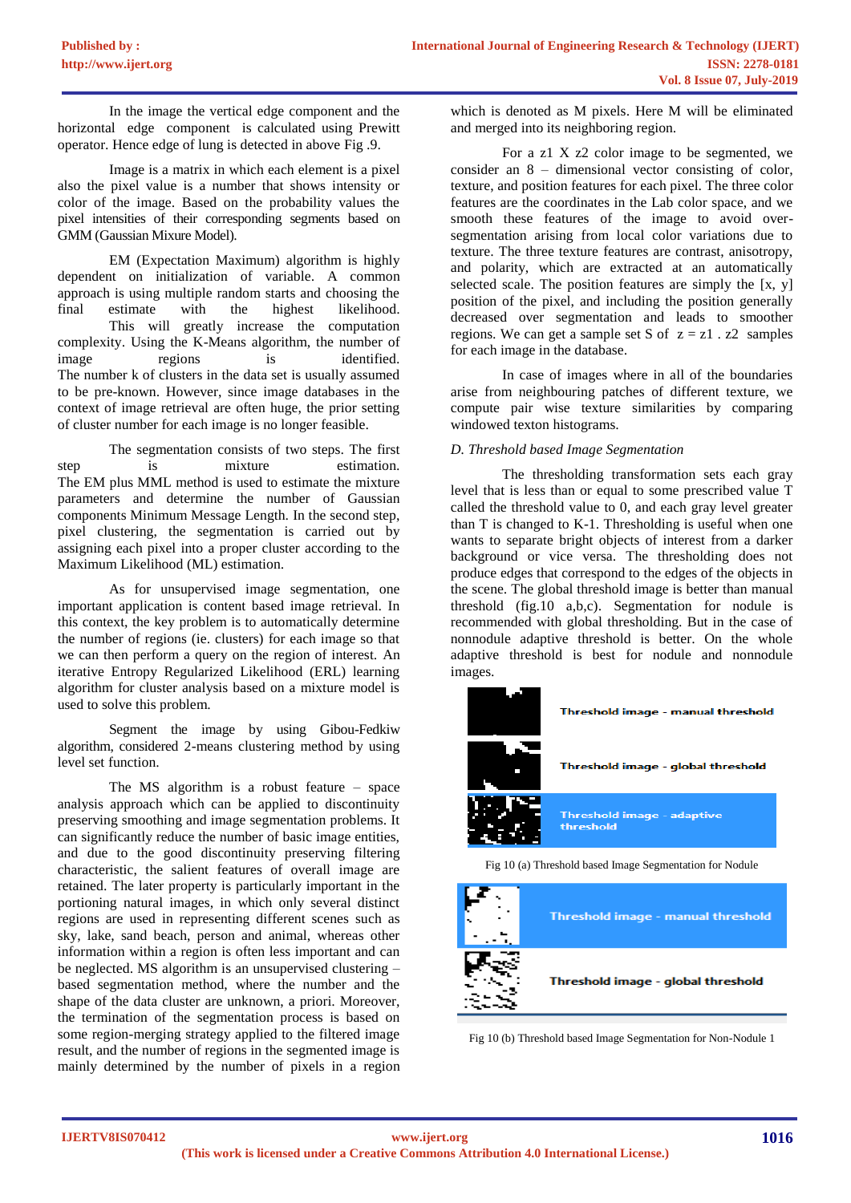In the image the vertical edge component and the horizontal edge component is calculated using Prewitt operator. Hence edge of lung is detected in above Fig .9.

Image is a matrix in which each element is a pixel also the pixel value is a number that shows intensity or color of the image. Based on the probability values the pixel intensities of their corresponding segments based on GMM (Gaussian Mixure Model).

EM (Expectation Maximum) algorithm is highly dependent on initialization of variable. A common approach is using multiple random starts and choosing the final estimate with the highest likelihood. This will greatly increase the computation complexity. Using the K-Means algorithm, the number of image regions is identified. The number k of clusters in the data set is usually assumed to be pre-known. However, since image databases in the context of image retrieval are often huge, the prior setting of cluster number for each image is no longer feasible.

The segmentation consists of two steps. The first step is mixture estimation. The EM plus MML method is used to estimate the mixture parameters and determine the number of Gaussian components Minimum Message Length. In the second step, pixel clustering, the segmentation is carried out by assigning each pixel into a proper cluster according to the Maximum Likelihood (ML) estimation.

As for unsupervised image segmentation, one important application is content based image retrieval. In this context, the key problem is to automatically determine the number of regions (ie. clusters) for each image so that we can then perform a query on the region of interest. An iterative Entropy Regularized Likelihood (ERL) learning algorithm for cluster analysis based on a mixture model is used to solve this problem.

Segment the image by using Gibou-Fedkiw algorithm, considered 2-means clustering method by using level set function.

The MS algorithm is a robust feature – space analysis approach which can be applied to discontinuity preserving smoothing and image segmentation problems. It can significantly reduce the number of basic image entities, and due to the good discontinuity preserving filtering characteristic, the salient features of overall image are retained. The later property is particularly important in the portioning natural images, in which only several distinct regions are used in representing different scenes such as sky, lake, sand beach, person and animal, whereas other information within a region is often less important and can be neglected. MS algorithm is an unsupervised clustering – based segmentation method, where the number and the shape of the data cluster are unknown, a priori. Moreover, the termination of the segmentation process is based on some region-merging strategy applied to the filtered image result, and the number of regions in the segmented image is mainly determined by the number of pixels in a region which is denoted as M pixels. Here M will be eliminated and merged into its neighboring region.

For a z1 X z2 color image to be segmented, we consider an 8 – dimensional vector consisting of color, texture, and position features for each pixel. The three color features are the coordinates in the Lab color space, and we smooth these features of the image to avoid over-segmentation arising from local color variations due to texture. The three texture features are contrast, anisotropy, and polarity, which are extracted at an automatically selected scale. The position features are simply the [x, y] position of the pixel, and including the position generally decreased over segmentation and leads to smoother regions. We can get a sample set S of $z = z1 . z2$ samples for each image in the database.

In case of images where in all of the boundaries arise from neighbouring patches of different texture, we compute pair wise texture similarities by comparing windowed texton histograms.

*D. Threshold based Image Segmentation*

The thresholding transformation sets each gray level that is less than or equal to some prescribed value T called the threshold value to 0, and each gray level greater than T is changed to K-1. Thresholding is useful when one wants to separate bright objects of interest from a darker background or vice versa. The thresholding does not produce edges that correspond to the edges of the objects in the scene. The global threshold image is better than manual threshold (fig.10 a,b,c). Segmentation for nodule is recommended with global thresholding. But in the case of nonnodule adaptive threshold is better. On the whole adaptive threshold is best for nodule and nonnodule images.

Threshold image - manual threshold

Threshold image - global threshold

Threshold image - adaptive threshold

Fig 10 (a) Threshold based Image Segmentation for Nodule

Threshold image - manual threshold

Threshold image - global threshold

Fig 10 (b) Threshold based Image Segmentation for Non-Nodule 1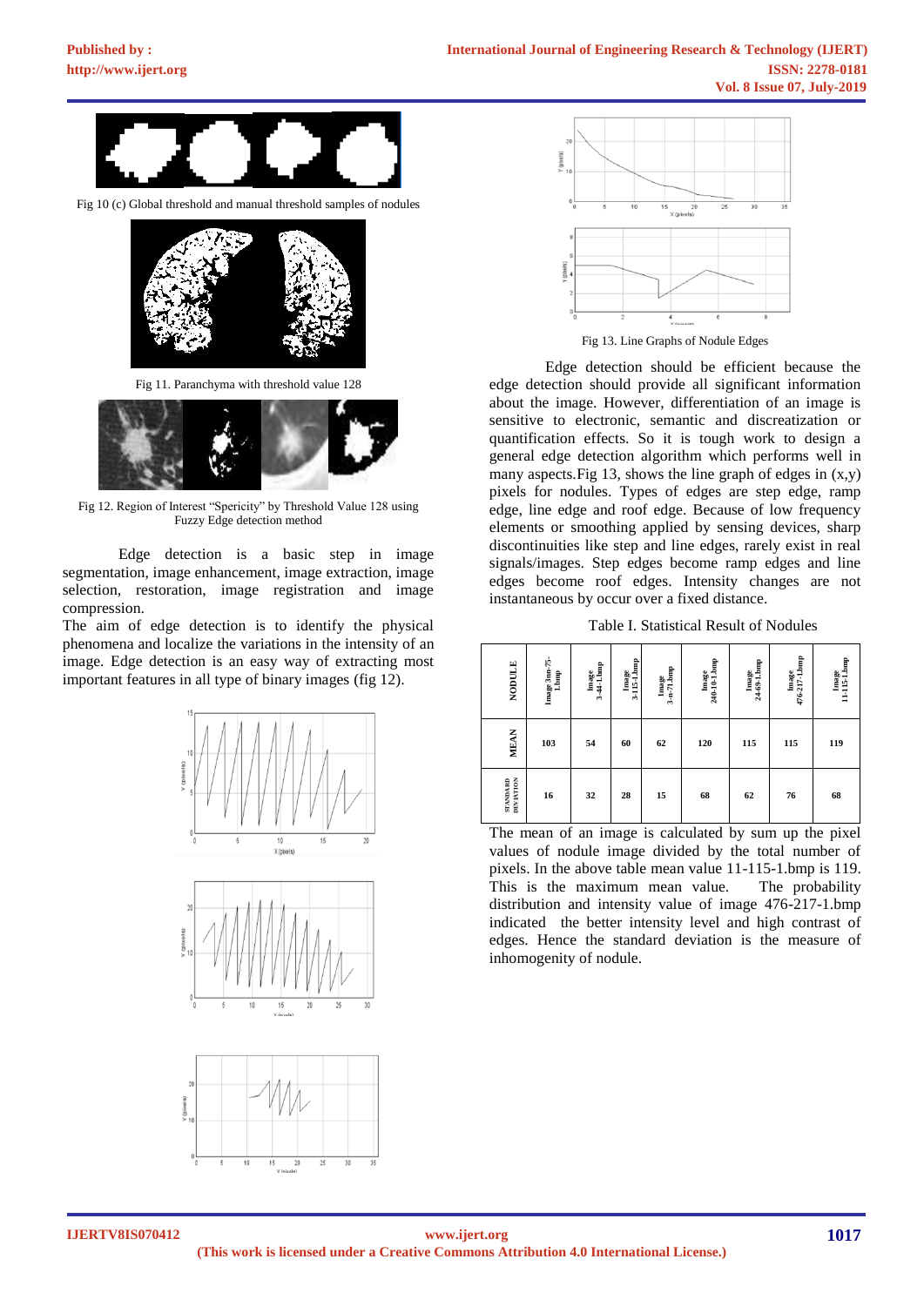Fig 10 (c) Global threshold and manual threshold samples of nodules

Fig 11. Paranchyma with threshold value 128

Fig 12. Region of Interest "Spericity" by Threshold Value 128 using Fuzzy Edge detection method

Edge detection is a basic step in image segmentation, image enhancement, image extraction, image selection, restoration, image registration and image compression.

The aim of edge detection is to identify the physical phenomena and localize the variations in the intensity of an image. Edge detection is an easy way of extracting most important features in all type of binary images (fig 12).

Fig 13. Line Graphs of Nodule Edges

Edge detection should be efficient because the edge detection should provide all significant information about the image. However, differentiation of an image is sensitive to electronic, semantic and discreatization or quantification effects. So it is tough work to design a general edge detection algorithm which performs well in many aspects. Fig 13, shows the line graph of edges in (x,y) pixels for nodules. Types of edges are step edge, ramp edge, line edge and roof edge. Because of low frequency elements or smoothing applied by sensing devices, sharp discontinuities like step and line edges, rarely exist in real signals/images. Step edges become ramp edges and line edges become roof edges. Intensity changes are not instantaneous by occur over a fixed distance.

Table I. Statistical Result of Nodules

| NODULE | Image 3nm-75-1.bmp | Image 3-44-1.bmp | Image 3-115-1.bmp | Image 3-n-71.bmp | Image 240-10-1.bmp | Image 24-69-1.bmp | Image 476-217-1.bmp | Image 11-115-1.bmp |
|---|---|---|---|---|---|---|---|---|
| MEAN | 103 | 54 | 60 | 62 | 120 | 115 | 115 | 119 |
| STANDARD DEVIATON | 16 | 32 | 28 | 15 | 68 | 62 | 76 | 68 |

The mean of an image is calculated by sum up the pixel values of nodule image divided by the total number of pixels. In the above table mean value 11-115-1.bmp is 119. This is the maximum mean value. The probability distribution and intensity value of image 476-217-1.bmp indicated the better intensity level and high contrast of edges. Hence the standard deviation is the measure of inhomogenity of nodule.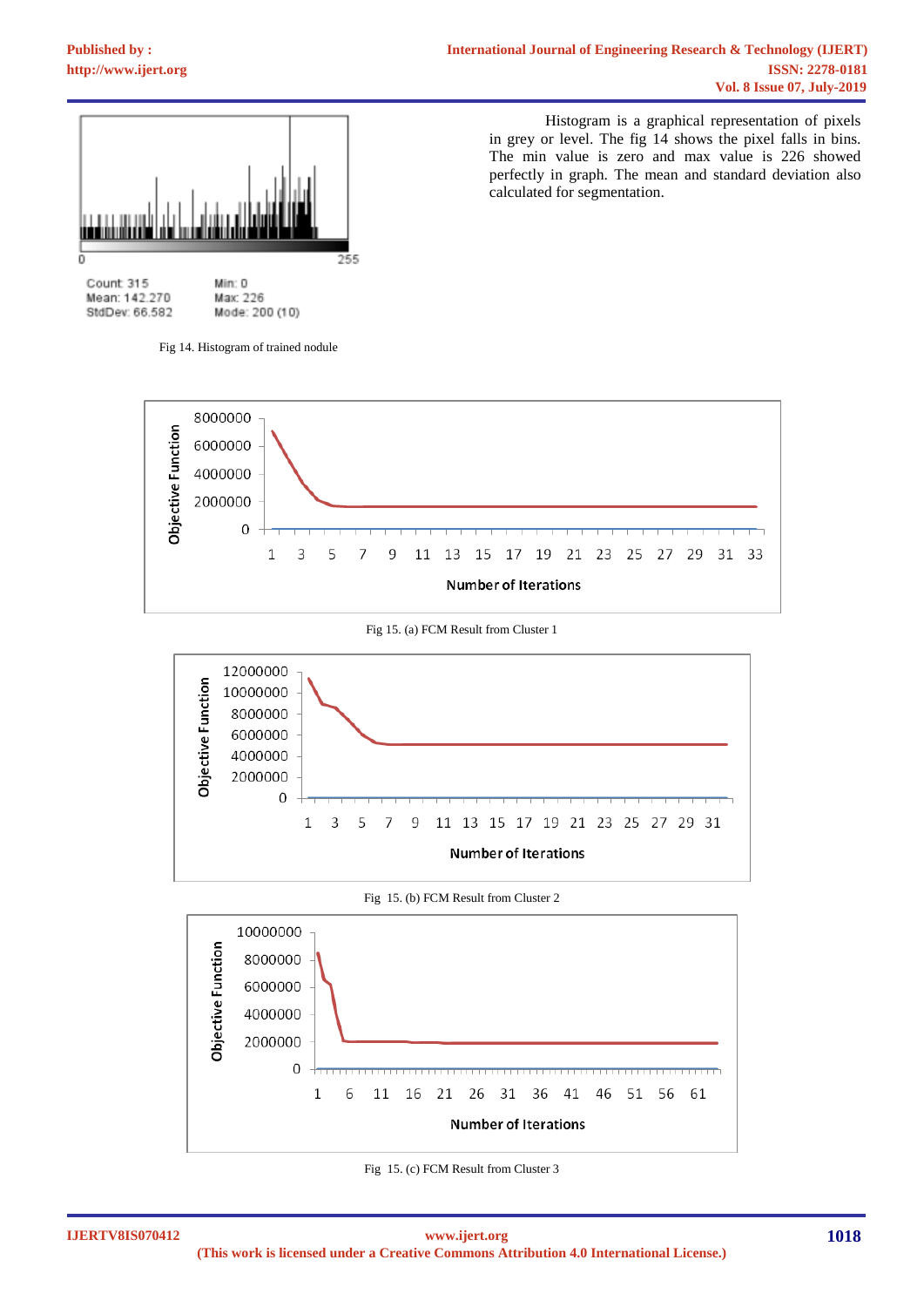Count: 315
Mean: 142.270
StdDev: 66.582
Min: 0
Max: 226
Mode: 200 (10)

Fig 14. Histogram of trained nodule

Histogram is a graphical representation of pixels in grey or level. The fig 14 shows the pixel falls in bins. The min value is zero and max value is 226 showed perfectly in graph. The mean and standard deviation also calculated for segmentation.

Fig 15. (a) FCM Result from Cluster 1

Fig 15. (b) FCM Result from Cluster 2

Fig 15. (c) FCM Result from Cluster 3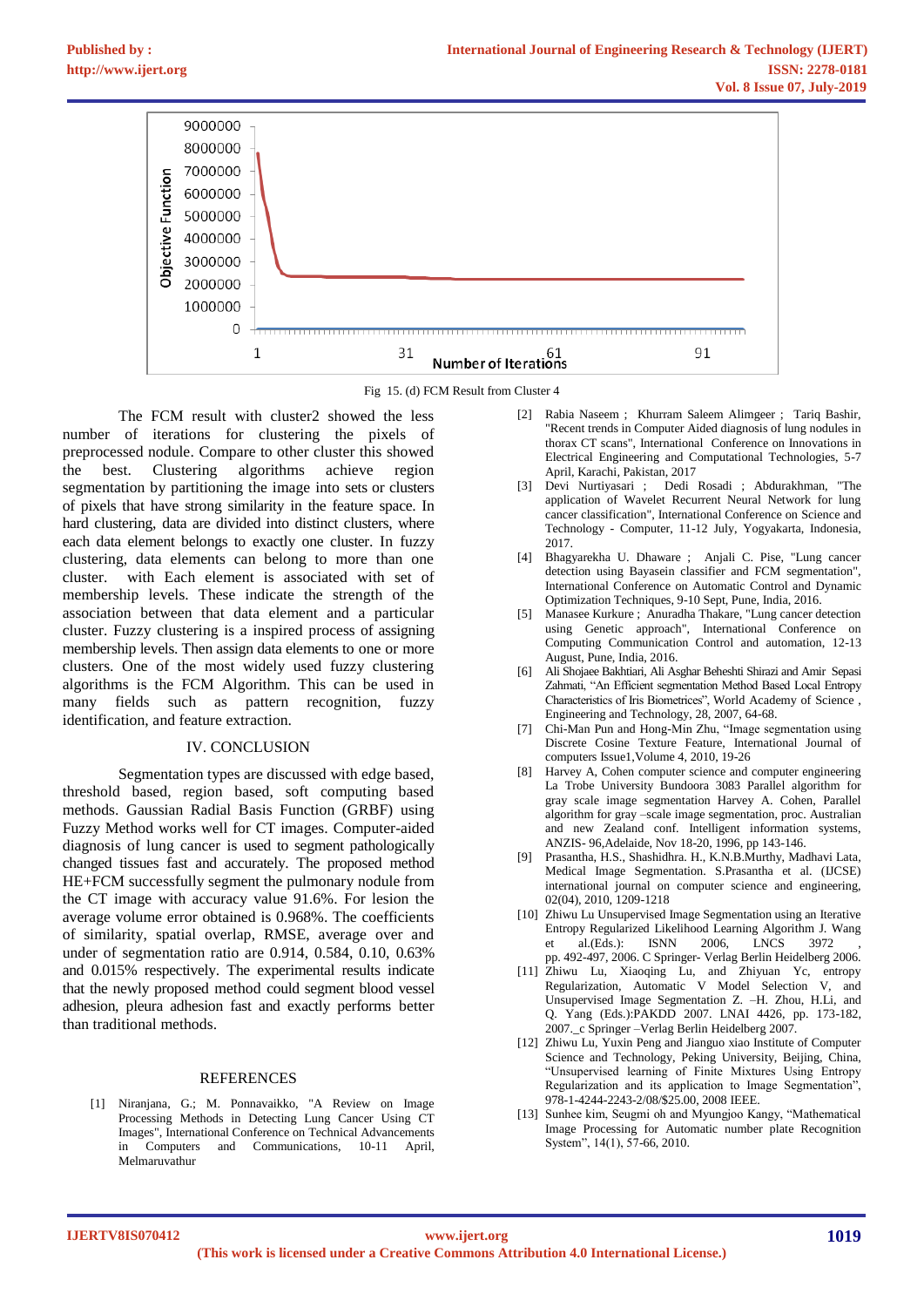Fig 15. (d) FCM Result from Cluster 4

The FCM result with cluster2 showed the less number of iterations for clustering the pixels of preprocessed nodule. Compare to other cluster this showed the best. Clustering algorithms achieve region segmentation by partitioning the image into sets or clusters of pixels that have strong similarity in the feature space. In hard clustering, data are divided into distinct clusters, where each data element belongs to exactly one cluster. In fuzzy clustering, data elements can belong to more than one cluster. with Each element is associated with set of membership levels. These indicate the strength of the association between that data element and a particular cluster. Fuzzy clustering is a inspired process of assigning membership levels. Then assign data elements to one or more clusters. One of the most widely used fuzzy clustering algorithms is the FCM Algorithm. This can be used in many fields such as pattern recognition, fuzzy identification, and feature extraction.

## IV. CONCLUSION

Segmentation types are discussed with edge based, threshold based, region based, soft computing based methods. Gaussian Radial Basis Function (GRBF) using Fuzzy Method works well for CT images. Computer-aided diagnosis of lung cancer is used to segment pathologically changed tissues fast and accurately. The proposed method HE+FCM successfully segment the pulmonary nodule from the CT image with accuracy value 91.6%. For lesion the average volume error obtained is 0.968%. The coefficients of similarity, spatial overlap, RMSE, average over and under of segmentation ratio are 0.914, 0.584, 0.10, 0.63% and 0.015% respectively. The experimental results indicate that the newly proposed method could segment blood vessel adhesion, pleura adhesion fast and exactly performs better than traditional methods.

## REFERENCES

[1] Niranjana, G.; M. Ponnavaikko, "A Review on Image Processing Methods in Detecting Lung Cancer Using CT Images", International Conference on Technical Advancements in Computers and Communications, 10-11 April, Melmaruvathur

[2] Rabia Naseem ; Khurram Saleem Alimgeer ; Tariq Bashir, "Recent trends in Computer Aided diagnosis of lung nodules in thorax CT scans", International Conference on Innovations in Electrical Engineering and Computational Technologies, 5-7 April, Karachi, Pakistan, 2017

[3] Devi Nurtiyasari ; Dedi Rosadi ; Abdurakhman, "The application of Wavelet Recurrent Neural Network for lung cancer classification", International Conference on Science and Technology - Computer, 11-12 July, Yogyakarta, Indonesia, 2017.

[4] Bhagyarekha U. Dhaware ; Anjali C. Pise, "Lung cancer detection using Bayasein classifier and FCM segmentation", International Conference on Automatic Control and Dynamic Optimization Techniques, 9-10 Sept, Pune, India, 2016.

[5] Manasee Kurkure ; Anuradha Thakare, "Lung cancer detection using Genetic approach", International Conference on Computing Communication Control and automation, 12-13 August, Pune, India, 2016.

[6] Ali Shojaee Bakhtiari, Ali Asghar Beheshti Shirazi and Amir Sepasi Zahmati, "An Efficient segmentation Method Based Local Entropy Characteristics of Iris Biometrices", World Academy of Science , Engineering and Technology, 28, 2007, 64-68.

[7] Chi-Man Pun and Hong-Min Zhu, "Image segmentation using Discrete Cosine Texture Feature, International Journal of computers Issue1,Volume 4, 2010, 19-26

[8] Harvey A, Cohen computer science and computer engineering La Trobe University Bundoora 3083 Parallel algorithm for gray scale image segmentation Harvey A. Cohen, Parallel algorithm for gray –scale image segmentation, proc. Australian and new Zealand conf. Intelligent information systems, ANZIS- 96,Adelaide, Nov 18-20, 1996, pp 143-146.

[9] Prasantha, H.S., Shashidhra. H., K.N.B.Murthy, Madhavi Lata, Medical Image Segmentation. S.Prasantha et al. (IJCSE) international journal on computer science and engineering, 02(04), 2010, 1209-1218

[10] Zhiwu Lu Unsupervised Image Segmentation using an Iterative Entropy Regularized Likelihood Learning Algorithm J. Wang et al.(Eds.): ISNN 2006, LNCS 3972 , pp. 492-497, 2006. C Springer- Verlag Berlin Heidelberg 2006.

[11] Zhiwu Lu, Xiaoqing Lu, and Zhiyuan Yc, entropy Regularization, Automatic V Model Selection V, and Unsupervised Image Segmentation Z. –H. Zhou, H.Li, and Q. Yang (Eds.):PAKDD 2007. LNAI 4426, pp. 173-182, 2007._c Springer –Verlag Berlin Heidelberg 2007.

[12] Zhiwu Lu, Yuxin Peng and Jianguo xiao Institute of Computer Science and Technology, Peking University, Beijing, China, "Unsupervised learning of Finite Mixtures Using Entropy Regularization and its application to Image Segmentation", 978-1-4244-2243-2/08/$25.00, 2008 IEEE.

[13] Sunhee kim, Seugmi oh and Myungjoo Kangy, "Mathematical Image Processing for Automatic number plate Recognition System", 14(1), 57-66, 2010.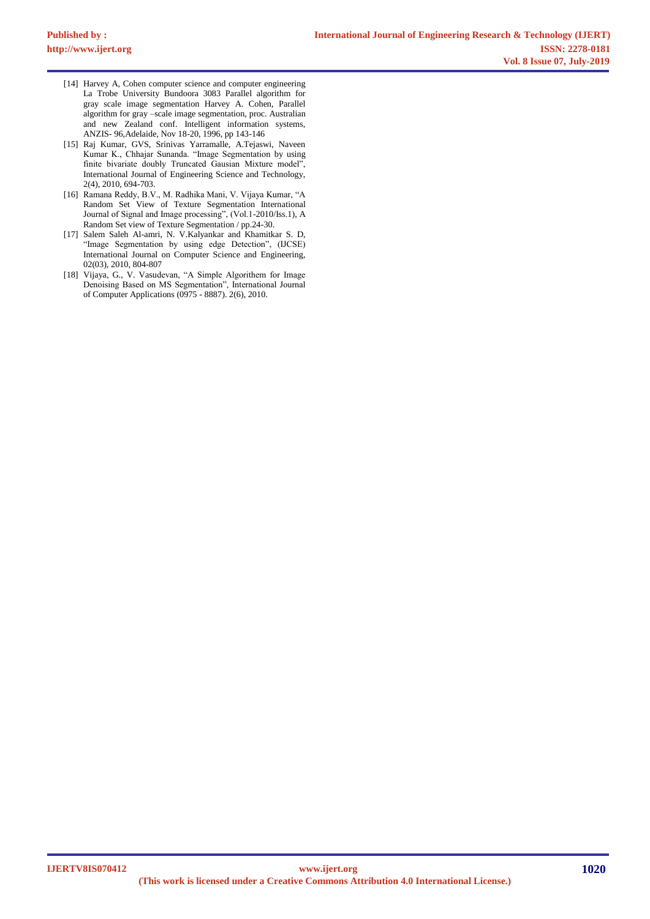- [14] Harvey A, Cohen computer science and computer engineering La Trobe University Bundoora 3083 Parallel algorithm for gray scale image segmentation Harvey A. Cohen, Parallel algorithm for gray –scale image segmentation, proc. Australian and new Zealand conf. Intelligent information systems, ANZIS- 96,Adelaide, Nov 18-20, 1996, pp 143-146
- [15] Raj Kumar, GVS, Srinivas Yarramalle, A.Tejaswi, Naveen Kumar K., Chhajar Sunanda. "Image Segmentation by using finite bivariate doubly Truncated Gausian Mixture model", International Journal of Engineering Science and Technology, 2(4), 2010, 694-703.
- [16] Ramana Reddy, B.V., M. Radhika Mani, V. Vijaya Kumar, "A Random Set View of Texture Segmentation International Journal of Signal and Image processing", (Vol.1-2010/Iss.1), A Random Set view of Texture Segmentation / pp.24-30.
- [17] Salem Saleh Al-amri, N. V.Kalyankar and Khamitkar S. D, "Image Segmentation by using edge Detection", (IJCSE) International Journal on Computer Science and Engineering, 02(03), 2010, 804-807
- [18] Vijaya, G., V. Vasudevan, "A Simple Algorithem for Image Denoising Based on MS Segmentation", International Journal of Computer Applications (0975 - 8887). 2(6), 2010.